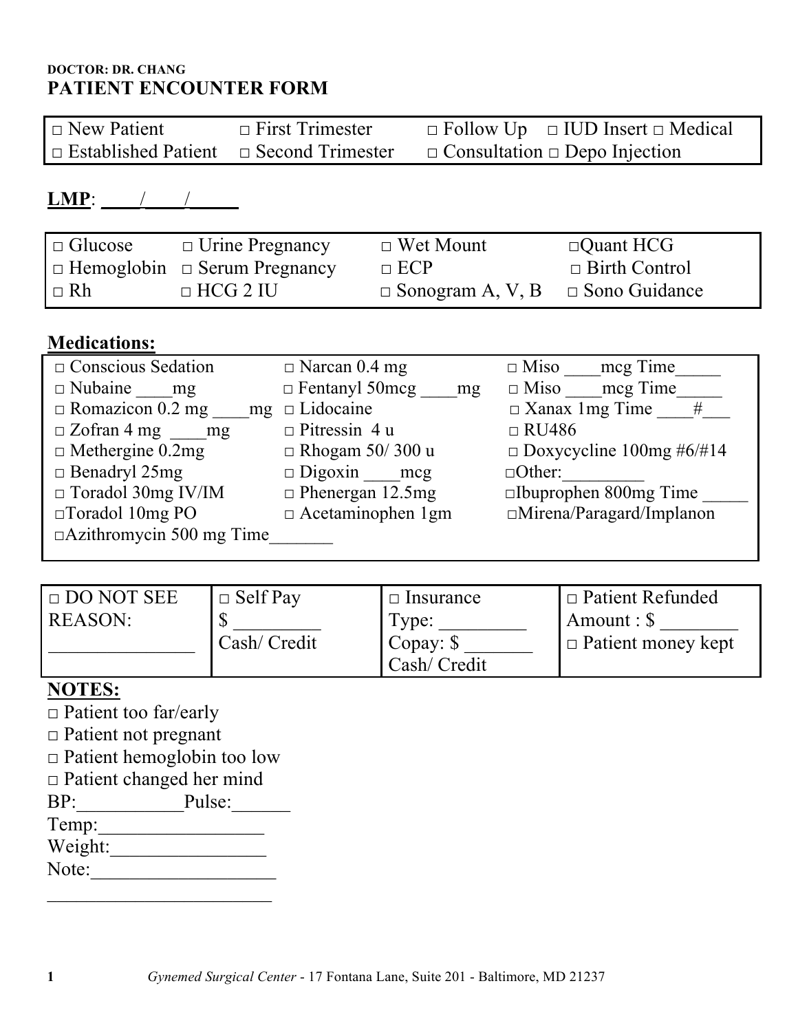**DOCTOR: DR. CHANG**

# PATIENT ENCOUNTER FORM

| | | | |
|---|---|---|---|
| □ New Patient | □ First Trimester | □ Follow Up | □ IUD Insert □ Medical |
| □ Established Patient | □ Second Trimester | □ Consultation | □ Depo Injection |

**LMP**: \_\_\_\_/\_\_\_\_/\_\_\_\_\_

| | | | |
|---|---|---|---|
| □ Glucose | □ Urine Pregnancy | □ Wet Mount | □Quant HCG |
| □ Hemoglobin | □ Serum Pregnancy | □ ECP | □ Birth Control |
| □ Rh | □ HCG 2 IU | □ Sonogram A, V, B | □ Sono Guidance |

**Medications:**

| | | |
|---|---|---|
| □ Conscious Sedation | □ Narcan 0.4 mg | □ Miso \_\_\_\_mcg Time\_\_\_\_\_ |
| □ Nubaine \_\_\_\_mg | □ Fentanyl 50mcg \_\_\_\_mg | □ Miso \_\_\_\_mcg Time\_\_\_\_\_ |
| □ Romazicon 0.2 mg \_\_\_\_mg | □ Lidocaine | □ Xanax 1mg Time \_\_\_\_#\_\_\_ |
| □ Zofran 4 mg \_\_\_\_mg | □ Pitressin 4 u | □ RU486 |
| □ Methergine 0.2mg | □ Rhogam 50/ 300 u | □ Doxycycline 100mg #6/#14 |
| □ Benadryl 25mg | □ Digoxin \_\_\_\_mcg | □Other:\_\_\_\_\_\_\_\_\_ |
| □ Toradol 30mg IV/IM | □ Phenergan 12.5mg | □Ibuprophen 800mg Time \_\_\_\_\_ |
| □Toradol 10mg PO | □ Acetaminophen 1gm | □Mirena/Paragard/Implanon |
| □Azithromycin 500 mg Time\_\_\_\_\_\_\_ | | |

| | | | |
|---|---|---|---|
| □ DO NOT SEE REASON: \_\_\_\_\_\_\_\_\_\_\_\_\_\_\_ | □ Self Pay $ \_\_\_\_\_\_\_\_\_ Cash/ Credit | □ Insurance Type: \_\_\_\_\_\_\_\_\_ Copay: $ \_\_\_\_\_\_\_ Cash/ Credit | □ Patient Refunded Amount : $ \_\_\_\_\_\_\_\_ □ Patient money kept |

**NOTES:**

□ Patient too far/early
□ Patient not pregnant
□ Patient hemoglobin too low
□ Patient changed her mind
BP:\_\_\_\_\_\_\_\_\_\_\_Pulse:\_\_\_\_\_\_
Temp:\_\_\_\_\_\_\_\_\_\_\_\_\_\_\_\_\_
Weight:\_\_\_\_\_\_\_\_\_\_\_\_\_\_\_\_
Note:\_\_\_\_\_\_\_\_\_\_\_\_\_\_\_\_\_\_\_
\_\_\_\_\_\_\_\_\_\_\_\_\_\_\_\_\_\_\_\_\_\_\_\_

*Gynemed Surgical Center* - 17 Fontana Lane, Suite 201 - Baltimore, MD 21237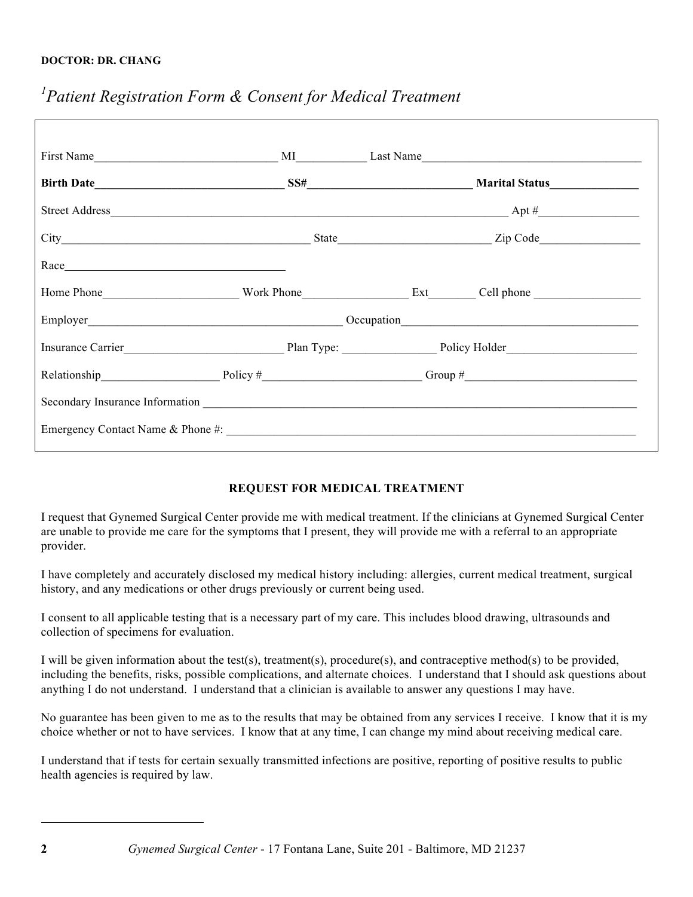**DOCTOR: DR. CHANG**

# [1]*Patient Registration Form & Consent for Medical Treatment*

First Name________________________________ MI____________ Last Name______________________________________

**Birth Date________________________________ SS#____________________________ Marital Status_______________**

Street Address____________________________________________________________________ Apt #_________________

City___________________________________________ State__________________________ Zip Code_________________

Race_____________________________________

Home Phone_______________________ Work Phone__________________ Ext________ Cell phone ___________________

Employer____________________________________________ Occupation________________________________________

Insurance Carrier____________________________ Plan Type: ________________ Policy Holder_______________________

Relationship____________________ Policy #___________________________ Group #______________________________

Secondary Insurance Information ___________________________________________________________________________

Emergency Contact Name & Phone #: ________________________________________________________________________

## REQUEST FOR MEDICAL TREATMENT

I request that Gynemed Surgical Center provide me with medical treatment. If the clinicians at Gynemed Surgical Center are unable to provide me care for the symptoms that I present, they will provide me with a referral to an appropriate provider.

I have completely and accurately disclosed my medical history including: allergies, current medical treatment, surgical history, and any medications or other drugs previously or current being used.

I consent to all applicable testing that is a necessary part of my care. This includes blood drawing, ultrasounds and collection of specimens for evaluation.

I will be given information about the test(s), treatment(s), procedure(s), and contraceptive method(s) to be provided, including the benefits, risks, possible complications, and alternate choices. I understand that I should ask questions about anything I do not understand. I understand that a clinician is available to answer any questions I may have.

No guarantee has been given to me as to the results that may be obtained from any services I receive. I know that it is my choice whether or not to have services. I know that at any time, I can change my mind about receiving medical care.

I understand that if tests for certain sexually transmitted infections are positive, reporting of positive results to public health agencies is required by law.

---

[2] *Gynemed Surgical Center* - 17 Fontana Lane, Suite 201 - Baltimore, MD 21237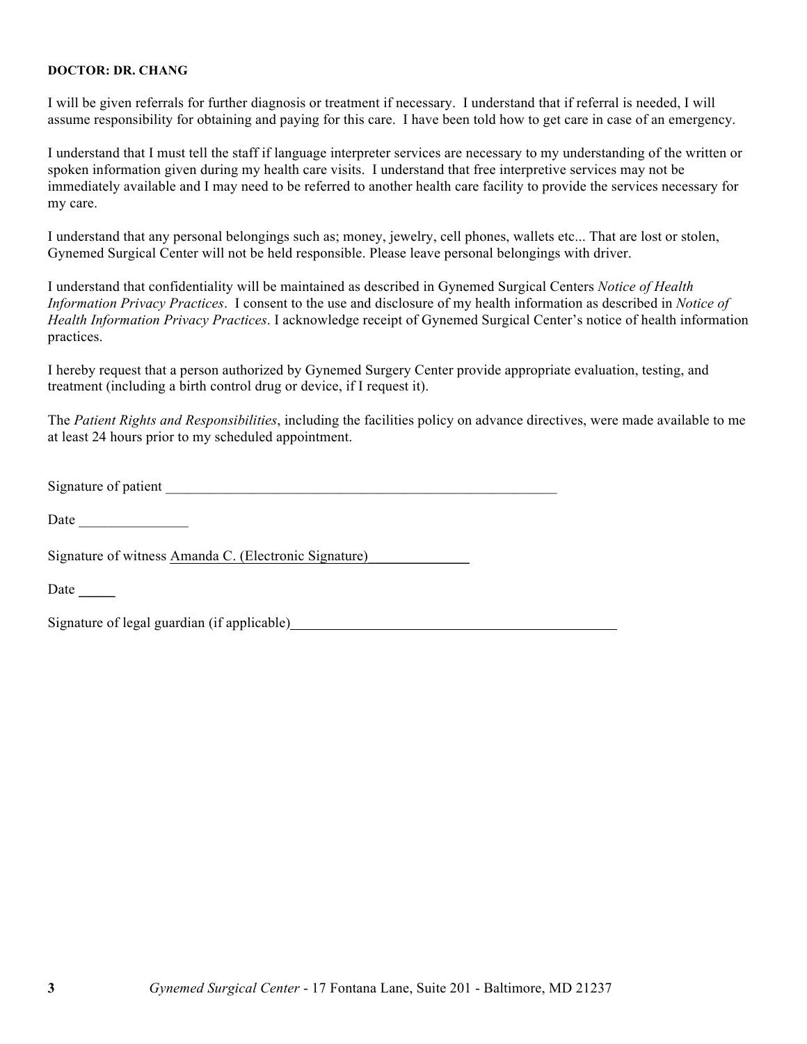**DOCTOR: DR. CHANG**

I will be given referrals for further diagnosis or treatment if necessary. I understand that if referral is needed, I will assume responsibility for obtaining and paying for this care. I have been told how to get care in case of an emergency.

I understand that I must tell the staff if language interpreter services are necessary to my understanding of the written or spoken information given during my health care visits. I understand that free interpretive services may not be immediately available and I may need to be referred to another health care facility to provide the services necessary for my care.

I understand that any personal belongings such as; money, jewelry, cell phones, wallets etc... That are lost or stolen, Gynemed Surgical Center will not be held responsible. Please leave personal belongings with driver.

I understand that confidentiality will be maintained as described in Gynemed Surgical Centers *Notice of Health Information Privacy Practices*. I consent to the use and disclosure of my health information as described in *Notice of Health Information Privacy Practices*. I acknowledge receipt of Gynemed Surgical Center's notice of health information practices.

I hereby request that a person authorized by Gynemed Surgery Center provide appropriate evaluation, testing, and treatment (including a birth control drug or device, if I request it).

The *Patient Rights and Responsibilities*, including the facilities policy on advance directives, were made available to me at least 24 hours prior to my scheduled appointment.

Signature of patient ________________________________________________

Date _______________

Signature of witness Amanda C. (Electronic Signature)______________

Date _____

Signature of legal guardian (if applicable)_____________________________________________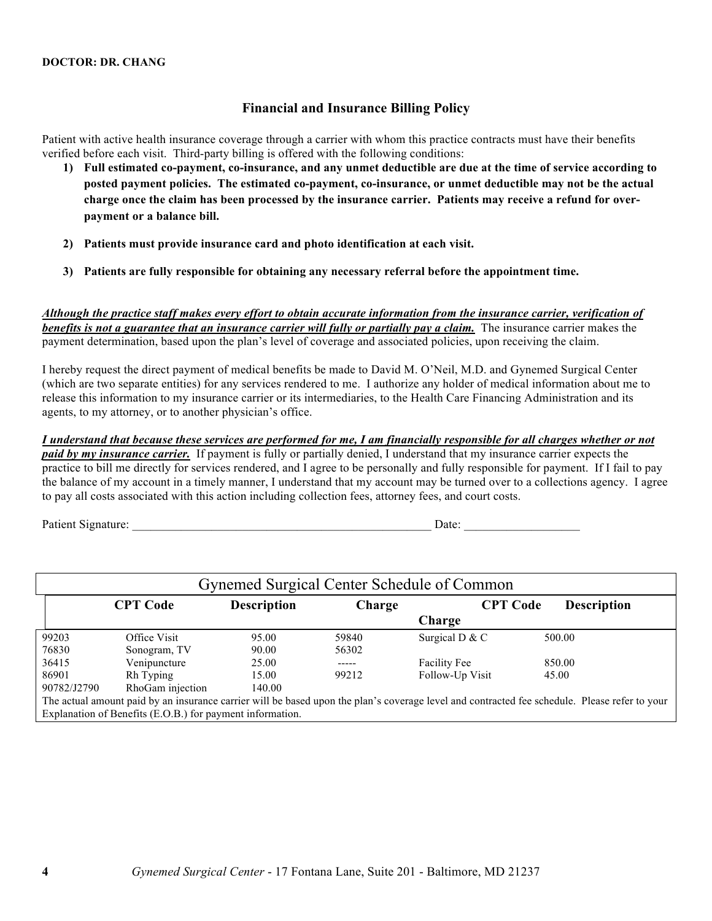**DOCTOR: DR. CHANG**

## Financial and Insurance Billing Policy

Patient with active health insurance coverage through a carrier with whom this practice contracts must have their benefits verified before each visit. Third-party billing is offered with the following conditions:

1) **Full estimated co-payment, co-insurance, and any unmet deductible are due at the time of service according to posted payment policies. The estimated co-payment, co-insurance, or unmet deductible may not be the actual charge once the claim has been processed by the insurance carrier. Patients may receive a refund for over-payment or a balance bill.**

2) **Patients must provide insurance card and photo identification at each visit.**

3) **Patients are fully responsible for obtaining any necessary referral before the appointment time.**

***Although the practice staff makes every effort to obtain accurate information from the insurance carrier, verification of benefits is not a guarantee that an insurance carrier will fully or partially pay a claim.*** The insurance carrier makes the payment determination, based upon the plan's level of coverage and associated policies, upon receiving the claim.

I hereby request the direct payment of medical benefits be made to David M. O'Neil, M.D. and Gynemed Surgical Center (which are two separate entities) for any services rendered to me. I authorize any holder of medical information about me to release this information to my insurance carrier or its intermediaries, to the Health Care Financing Administration and its agents, to my attorney, or to another physician's office.

***I understand that because these services are performed for me, I am financially responsible for all charges whether or not paid by my insurance carrier.*** If payment is fully or partially denied, I understand that my insurance carrier expects the practice to bill me directly for services rendered, and I agree to be personally and fully responsible for payment. If I fail to pay the balance of my account in a timely manner, I understand that my account may be turned over to a collections agency. I agree to pay all costs associated with this action including collection fees, attorney fees, and court costs.

Patient Signature: ___________________________________________________ Date: ___________________

| Gynemed Surgical Center Schedule of Common | | | | | |
|---|---|---|---|---|---|
| **CPT Code** | **Description** | **Charge** | **CPT Code** | **Description** | **Charge** |
| 99203 | Office Visit | 95.00 | 59840 | Surgical D & C | 500.00 |
| 76830 | Sonogram, TV | 90.00 | 56302 | | |
| 36415 | Venipuncture | 25.00 | ----- | Facility Fee | 850.00 |
| 86901 | Rh Typing | 15.00 | 99212 | Follow-Up Visit | 45.00 |
| 90782/J2790 | RhoGam injection | 140.00 | | | |

The actual amount paid by an insurance carrier will be based upon the plan's coverage level and contracted fee schedule. Please refer to your Explanation of Benefits (E.O.B.) for payment information.

*Gynemed Surgical Center* - 17 Fontana Lane, Suite 201 - Baltimore, MD 21237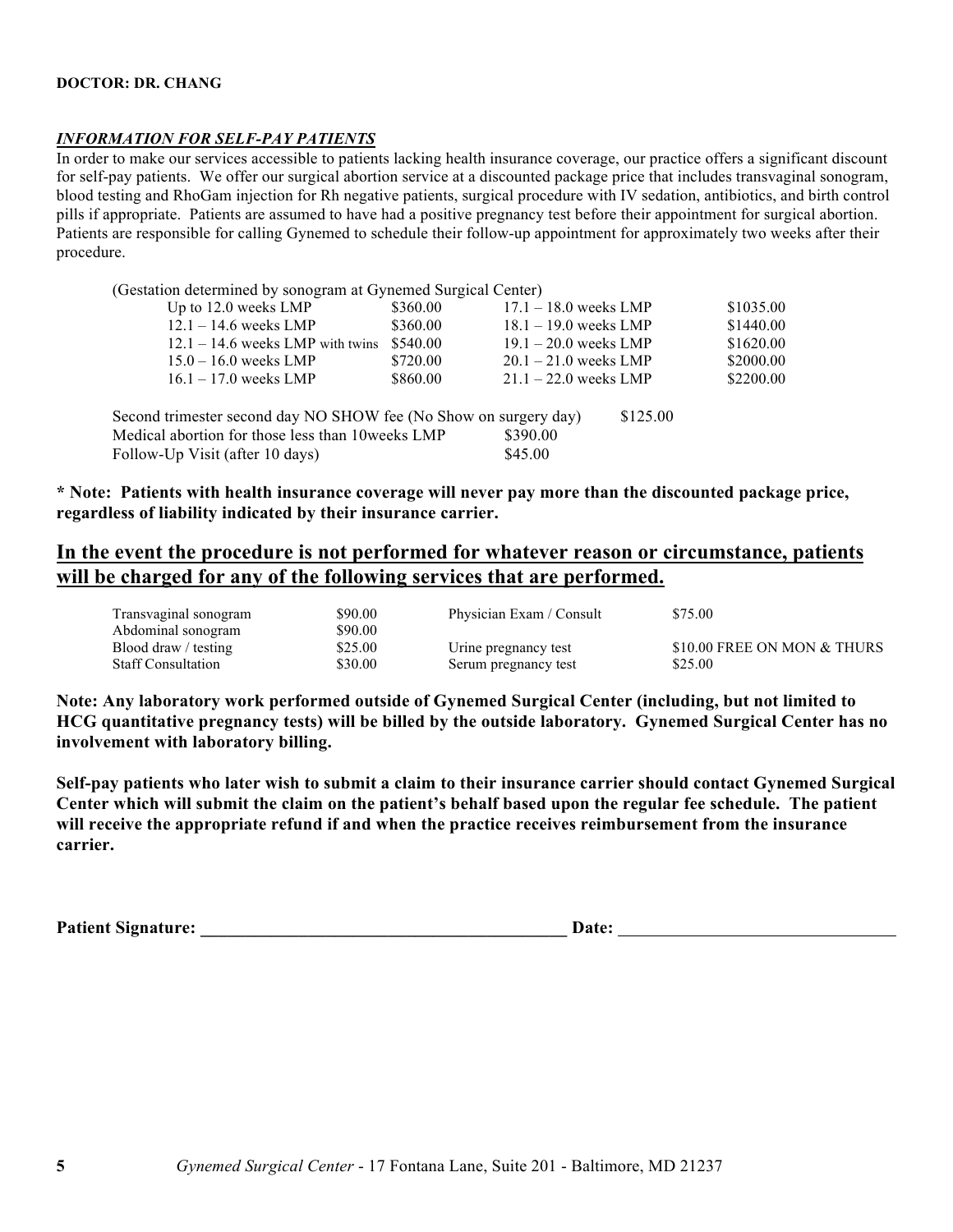**DOCTOR: DR. CHANG**

***INFORMATION FOR SELF-PAY PATIENTS***

In order to make our services accessible to patients lacking health insurance coverage, our practice offers a significant discount for self-pay patients. We offer our surgical abortion service at a discounted package price that includes transvaginal sonogram, blood testing and RhoGam injection for Rh negative patients, surgical procedure with IV sedation, antibiotics, and birth control pills if appropriate. Patients are assumed to have had a positive pregnancy test before their appointment for surgical abortion. Patients are responsible for calling Gynemed to schedule their follow-up appointment for approximately two weeks after their procedure.

(Gestation determined by sonogram at Gynemed Surgical Center)

| | | | |
|---|---|---|---|
| Up to 12.0 weeks LMP | $360.00 | 17.1 – 18.0 weeks LMP | $1035.00 |
| 12.1 – 14.6 weeks LMP | $360.00 | 18.1 – 19.0 weeks LMP | $1440.00 |
| 12.1 – 14.6 weeks LMP with twins | $540.00 | 19.1 – 20.0 weeks LMP | $1620.00 |
| 15.0 – 16.0 weeks LMP | $720.00 | 20.1 – 21.0 weeks LMP | $2000.00 |
| 16.1 – 17.0 weeks LMP | $860.00 | 21.1 – 22.0 weeks LMP | $2200.00 |

| | |
|---|---|
| Second trimester second day NO SHOW fee (No Show on surgery day) | $125.00 |
| Medical abortion for those less than 10weeks LMP | $390.00 |
| Follow-Up Visit (after 10 days) | $45.00 |

**\* Note: Patients with health insurance coverage will never pay more than the discounted package price, regardless of liability indicated by their insurance carrier.**

## <u>In the event the procedure is not performed for whatever reason or circumstance, patients will be charged for any of the following services that are performed.</u>

| | | | |
|---|---|---|---|
| Transvaginal sonogram | $90.00 | Physician Exam / Consult | $75.00 |
| Abdominal sonogram | $90.00 | | |
| Blood draw / testing | $25.00 | Urine pregnancy test | $10.00 FREE ON MON & THURS |
| Staff Consultation | $30.00 | Serum pregnancy test | $25.00 |

**Note: Any laboratory work performed outside of Gynemed Surgical Center (including, but not limited to HCG quantitative pregnancy tests) will be billed by the outside laboratory. Gynemed Surgical Center has no involvement with laboratory billing.**

**Self-pay patients who later wish to submit a claim to their insurance carrier should contact Gynemed Surgical Center which will submit the claim on the patient's behalf based upon the regular fee schedule. The patient will receive the appropriate refund if and when the practice receives reimbursement from the insurance carrier.**

**Patient Signature:** ______________________________________ **Date:** ____________________________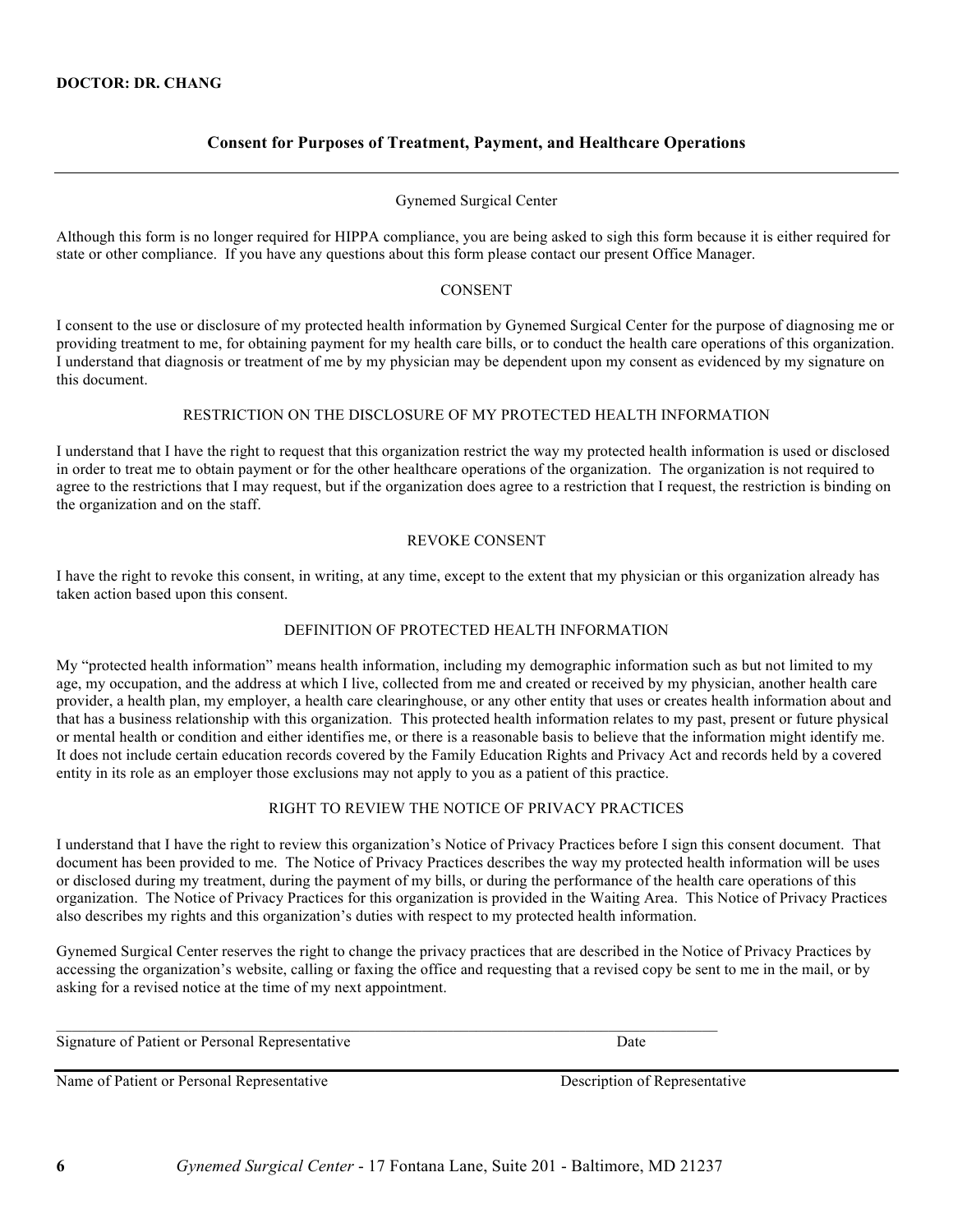**DOCTOR: DR. CHANG**

## Consent for Purposes of Treatment, Payment, and Healthcare Operations

Gynemed Surgical Center

Although this form is no longer required for HIPPA compliance, you are being asked to sigh this form because it is either required for state or other compliance. If you have any questions about this form please contact our present Office Manager.

CONSENT

I consent to the use or disclosure of my protected health information by Gynemed Surgical Center for the purpose of diagnosing me or providing treatment to me, for obtaining payment for my health care bills, or to conduct the health care operations of this organization. I understand that diagnosis or treatment of me by my physician may be dependent upon my consent as evidenced by my signature on this document.

RESTRICTION ON THE DISCLOSURE OF MY PROTECTED HEALTH INFORMATION

I understand that I have the right to request that this organization restrict the way my protected health information is used or disclosed in order to treat me to obtain payment or for the other healthcare operations of the organization. The organization is not required to agree to the restrictions that I may request, but if the organization does agree to a restriction that I request, the restriction is binding on the organization and on the staff.

REVOKE CONSENT

I have the right to revoke this consent, in writing, at any time, except to the extent that my physician or this organization already has taken action based upon this consent.

DEFINITION OF PROTECTED HEALTH INFORMATION

My "protected health information" means health information, including my demographic information such as but not limited to my age, my occupation, and the address at which I live, collected from me and created or received by my physician, another health care provider, a health plan, my employer, a health care clearinghouse, or any other entity that uses or creates health information about and that has a business relationship with this organization. This protected health information relates to my past, present or future physical or mental health or condition and either identifies me, or there is a reasonable basis to believe that the information might identify me. It does not include certain education records covered by the Family Education Rights and Privacy Act and records held by a covered entity in its role as an employer those exclusions may not apply to you as a patient of this practice.

RIGHT TO REVIEW THE NOTICE OF PRIVACY PRACTICES

I understand that I have the right to review this organization's Notice of Privacy Practices before I sign this consent document. That document has been provided to me. The Notice of Privacy Practices describes the way my protected health information will be uses or disclosed during my treatment, during the payment of my bills, or during the performance of the health care operations of this organization. The Notice of Privacy Practices for this organization is provided in the Waiting Area. This Notice of Privacy Practices also describes my rights and this organization's duties with respect to my protected health information.

Gynemed Surgical Center reserves the right to change the privacy practices that are described in the Notice of Privacy Practices by accessing the organization's website, calling or faxing the office and requesting that a revised copy be sent to me in the mail, or by asking for a revised notice at the time of my next appointment.

_____________________________________________________________________________________

Signature of Patient or Personal Representative                                        Date

_____________________________________________________________________________________

Name of Patient or Personal Representative                                        Description of Representative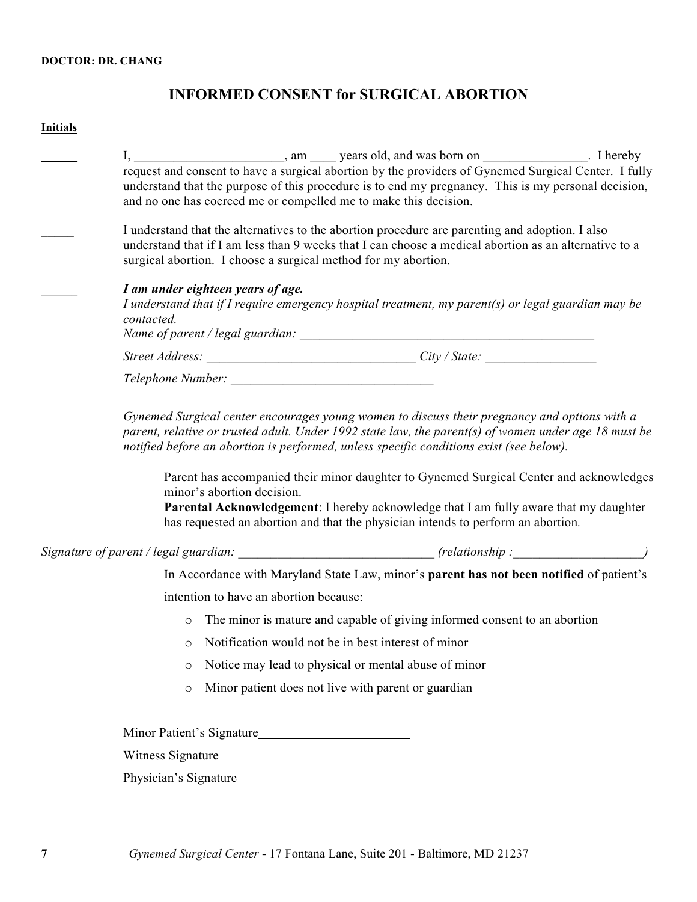**DOCTOR: DR. CHANG**

# INFORMED CONSENT for SURGICAL ABORTION

**Initials**

______ I, _______________________, am ____ years old, and was born on ________________. I hereby request and consent to have a surgical abortion by the providers of Gynemed Surgical Center. I fully understand that the purpose of this procedure is to end my pregnancy. This is my personal decision, and no one has coerced me or compelled me to make this decision.

_____ I understand that the alternatives to the abortion procedure are parenting and adoption. I also understand that if I am less than 9 weeks that I can choose a medical abortion as an alternative to a surgical abortion. I choose a surgical method for my abortion.

______ ***I am under eighteen years of age.***
*I understand that if I require emergency hospital treatment, my parent(s) or legal guardian may be contacted.*
*Name of parent / legal guardian:* _______________________________________________

*Street Address:* ________________________________ *City / State:* _________________

*Telephone Number:* _______________________________

*Gynemed Surgical center encourages young women to discuss their pregnancy and options with a parent, relative or trusted adult. Under 1992 state law, the parent(s) of women under age 18 must be notified before an abortion is performed, unless specific conditions exist (see below).*

Parent has accompanied their minor daughter to Gynemed Surgical Center and acknowledges minor's abortion decision.
**Parental Acknowledgement**: I hereby acknowledge that I am fully aware that my daughter has requested an abortion and that the physician intends to perform an abortion.

*Signature of parent / legal guardian:* ______________________________ *(relationship :____________________)*

In Accordance with Maryland State Law, minor's **parent has not been notified** of patient's intention to have an abortion because:

- The minor is mature and capable of giving informed consent to an abortion
- Notification would not be in best interest of minor
- Notice may lead to physical or mental abuse of minor
- Minor patient does not live with parent or guardian

Minor Patient's Signature________________________

Witness Signature_____________________________

Physician's Signature ________________________

*Gynemed Surgical Center* - 17 Fontana Lane, Suite 201 - Baltimore, MD 21237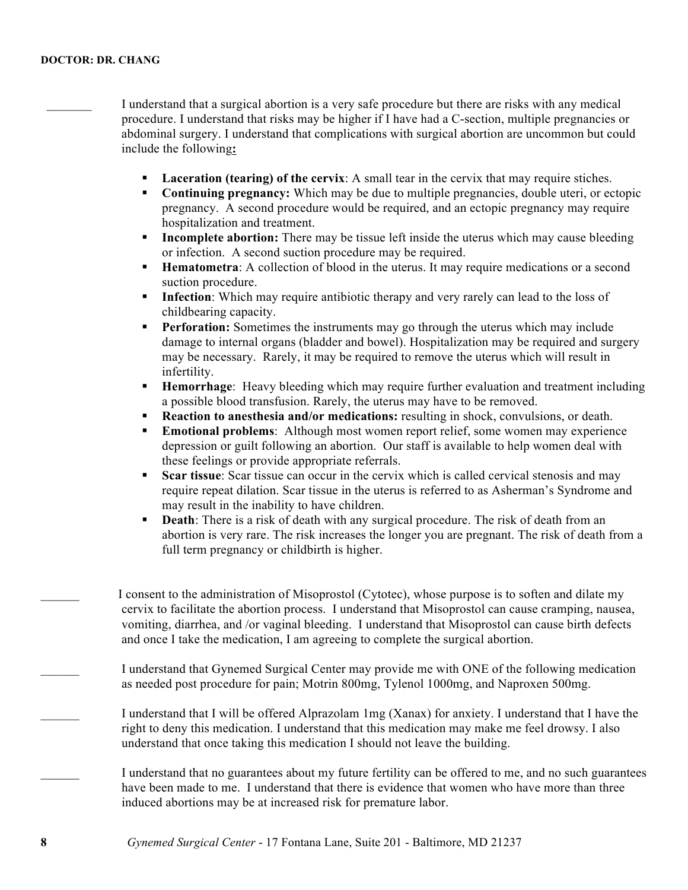**DOCTOR: DR. CHANG**

_______ I understand that a surgical abortion is a very safe procedure but there are risks with any medical procedure. I understand that risks may be higher if I have had a C-section, multiple pregnancies or abdominal surgery. I understand that complications with surgical abortion are uncommon but could include the following**:**

- **Laceration (tearing) of the cervix**: A small tear in the cervix that may require stiches.
- **Continuing pregnancy:** Which may be due to multiple pregnancies, double uteri, or ectopic pregnancy. A second procedure would be required, and an ectopic pregnancy may require hospitalization and treatment.
- **Incomplete abortion:** There may be tissue left inside the uterus which may cause bleeding or infection. A second suction procedure may be required.
- **Hematometra**: A collection of blood in the uterus. It may require medications or a second suction procedure.
- **Infection**: Which may require antibiotic therapy and very rarely can lead to the loss of childbearing capacity.
- **Perforation:** Sometimes the instruments may go through the uterus which may include damage to internal organs (bladder and bowel). Hospitalization may be required and surgery may be necessary. Rarely, it may be required to remove the uterus which will result in infertility.
- **Hemorrhage**: Heavy bleeding which may require further evaluation and treatment including a possible blood transfusion. Rarely, the uterus may have to be removed.
- **Reaction to anesthesia and/or medications:** resulting in shock, convulsions, or death.
- **Emotional problems**: Although most women report relief, some women may experience depression or guilt following an abortion. Our staff is available to help women deal with these feelings or provide appropriate referrals.
- **Scar tissue**: Scar tissue can occur in the cervix which is called cervical stenosis and may require repeat dilation. Scar tissue in the uterus is referred to as Asherman's Syndrome and may result in the inability to have children.
- **Death**: There is a risk of death with any surgical procedure. The risk of death from an abortion is very rare. The risk increases the longer you are pregnant. The risk of death from a full term pregnancy or childbirth is higher.

______ I consent to the administration of Misoprostol (Cytotec), whose purpose is to soften and dilate my cervix to facilitate the abortion process. I understand that Misoprostol can cause cramping, nausea, vomiting, diarrhea, and /or vaginal bleeding. I understand that Misoprostol can cause birth defects and once I take the medication, I am agreeing to complete the surgical abortion.

______ I understand that Gynemed Surgical Center may provide me with ONE of the following medication as needed post procedure for pain; Motrin 800mg, Tylenol 1000mg, and Naproxen 500mg.

______ I understand that I will be offered Alprazolam 1mg (Xanax) for anxiety. I understand that I have the right to deny this medication. I understand that this medication may make me feel drowsy. I also understand that once taking this medication I should not leave the building.

______ I understand that no guarantees about my future fertility can be offered to me, and no such guarantees have been made to me. I understand that there is evidence that women who have more than three induced abortions may be at increased risk for premature labor.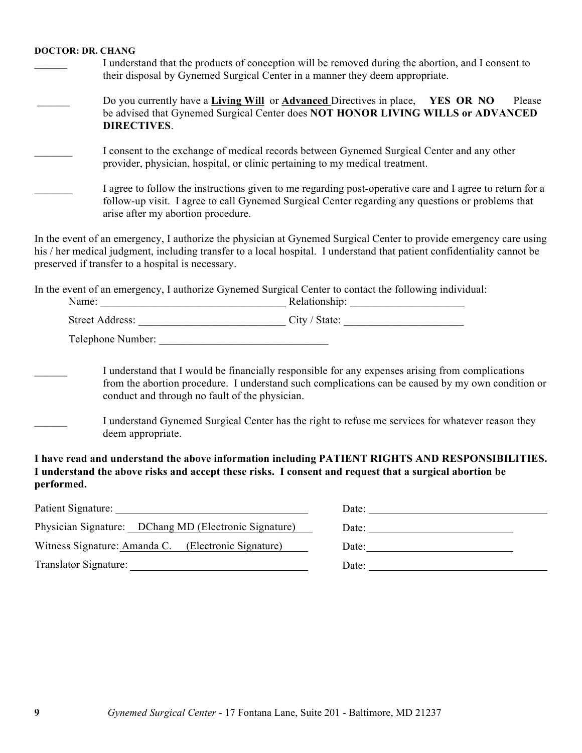**DOCTOR: DR. CHANG**

______ I understand that the products of conception will be removed during the abortion, and I consent to their disposal by Gynemed Surgical Center in a manner they deem appropriate.

______ Do you currently have a **Living Will** or **Advanced** Directives in place, **YES OR NO** Please be advised that Gynemed Surgical Center does **NOT HONOR LIVING WILLS or ADVANCED DIRECTIVES**.

_______ I consent to the exchange of medical records between Gynemed Surgical Center and any other provider, physician, hospital, or clinic pertaining to my medical treatment.

_______ I agree to follow the instructions given to me regarding post-operative care and I agree to return for a follow-up visit. I agree to call Gynemed Surgical Center regarding any questions or problems that arise after my abortion procedure.

In the event of an emergency, I authorize the physician at Gynemed Surgical Center to provide emergency care using his / her medical judgment, including transfer to a local hospital. I understand that patient confidentiality cannot be preserved if transfer to a hospital is necessary.

In the event of an emergency, I authorize Gynemed Surgical Center to contact the following individual:

Name: _________________________________ Relationship: _____________________

Street Address: ___________________________ City / State: ______________________

Telephone Number: _______________________________

______ I understand that I would be financially responsible for any expenses arising from complications from the abortion procedure. I understand such complications can be caused by my own condition or conduct and through no fault of the physician.

______ I understand Gynemed Surgical Center has the right to refuse me services for whatever reason they deem appropriate.

**I have read and understand the above information including PATIENT RIGHTS AND RESPONSIBILITIES. I understand the above risks and accept these risks. I consent and request that a surgical abortion be performed.**

Patient Signature: ___________________________________ Date: __________________________________

Physician Signature: DChang MD (Electronic Signature) Date: ___________________________

Witness Signature: Amanda C. (Electronic Signature) Date: ___________________________

Translator Signature: _________________________________ Date: __________________________________

*Gynemed Surgical Center* - 17 Fontana Lane, Suite 201 - Baltimore, MD 21237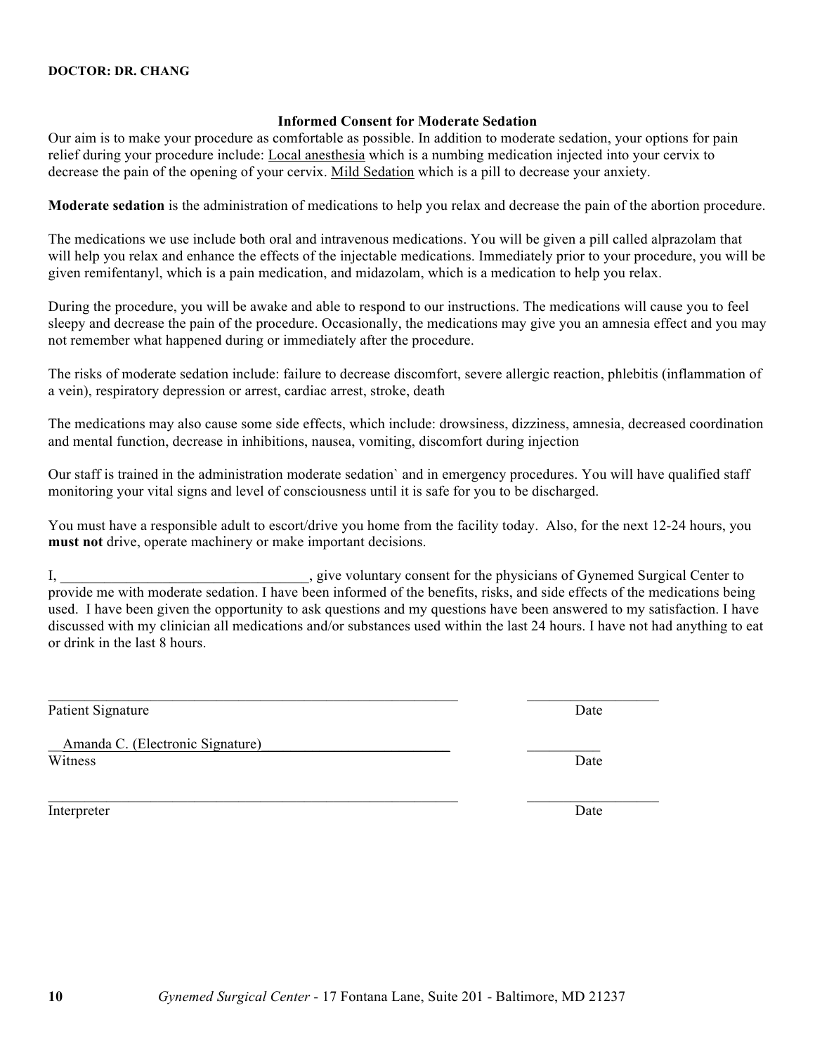**DOCTOR: DR. CHANG**

## Informed Consent for Moderate Sedation

Our aim is to make your procedure as comfortable as possible. In addition to moderate sedation, your options for pain relief during your procedure include: <u>Local anesthesia</u> which is a numbing medication injected into your cervix to decrease the pain of the opening of your cervix. <u>Mild Sedation</u> which is a pill to decrease your anxiety.

**Moderate sedation** is the administration of medications to help you relax and decrease the pain of the abortion procedure.

The medications we use include both oral and intravenous medications. You will be given a pill called alprazolam that will help you relax and enhance the effects of the injectable medications. Immediately prior to your procedure, you will be given remifentanyl, which is a pain medication, and midazolam, which is a medication to help you relax.

During the procedure, you will be awake and able to respond to our instructions. The medications will cause you to feel sleepy and decrease the pain of the procedure. Occasionally, the medications may give you an amnesia effect and you may not remember what happened during or immediately after the procedure.

The risks of moderate sedation include: failure to decrease discomfort, severe allergic reaction, phlebitis (inflammation of a vein), respiratory depression or arrest, cardiac arrest, stroke, death

The medications may also cause some side effects, which include: drowsiness, dizziness, amnesia, decreased coordination and mental function, decrease in inhibitions, nausea, vomiting, discomfort during injection

Our staff is trained in the administration moderate sedation` and in emergency procedures. You will have qualified staff monitoring your vital signs and level of consciousness until it is safe for you to be discharged.

You must have a responsible adult to escort/drive you home from the facility today. Also, for the next 12-24 hours, you **must not** drive, operate machinery or make important decisions.

I, __________________________________, give voluntary consent for the physicians of Gynemed Surgical Center to provide me with moderate sedation. I have been informed of the benefits, risks, and side effects of the medications being used. I have been given the opportunity to ask questions and my questions have been answered to my satisfaction. I have discussed with my clinician all medications and/or substances used within the last 24 hours. I have not had anything to eat or drink in the last 8 hours.

__________________________________________________________ __________________
Patient Signature Date

__Amanda C. (Electronic Signature)__________________________ __________
Witness Date

__________________________________________________________ __________________
Interpreter Date

*Gynemed Surgical Center* - 17 Fontana Lane, Suite 201 - Baltimore, MD 21237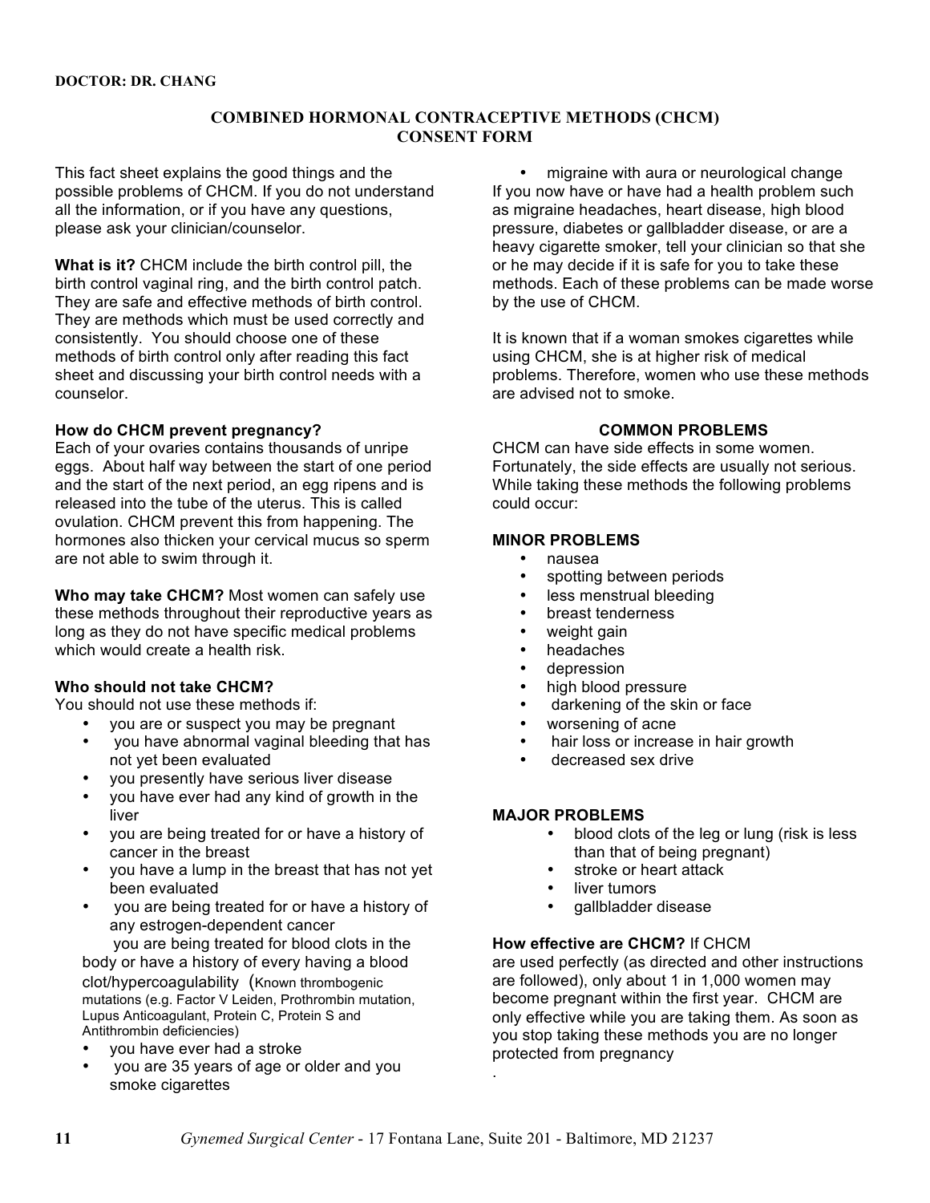**DOCTOR: DR. CHANG**

## COMBINED HORMONAL CONTRACEPTIVE METHODS (CHCM) CONSENT FORM

This fact sheet explains the good things and the possible problems of CHCM. If you do not understand all the information, or if you have any questions, please ask your clinician/counselor.

**What is it?** CHCM include the birth control pill, the birth control vaginal ring, and the birth control patch. They are safe and effective methods of birth control. They are methods which must be used correctly and consistently. You should choose one of these methods of birth control only after reading this fact sheet and discussing your birth control needs with a counselor.

**How do CHCM prevent pregnancy?**
Each of your ovaries contains thousands of unripe eggs. About half way between the start of one period and the start of the next period, an egg ripens and is released into the tube of the uterus. This is called ovulation. CHCM prevent this from happening. The hormones also thicken your cervical mucus so sperm are not able to swim through it.

**Who may take CHCM?** Most women can safely use these methods throughout their reproductive years as long as they do not have specific medical problems which would create a health risk.

**Who should not take CHCM?**
You should not use these methods if:

- you are or suspect you may be pregnant
- you have abnormal vaginal bleeding that has not yet been evaluated
- you presently have serious liver disease
- you have ever had any kind of growth in the liver
- you are being treated for or have a history of cancer in the breast
- you have a lump in the breast that has not yet been evaluated
- you are being treated for or have a history of any estrogen-dependent cancer

you are being treated for blood clots in the body or have a history of every having a blood clot/hypercoagulability (Known thrombogenic mutations (e.g. Factor V Leiden, Prothrombin mutation, Lupus Anticoagulant, Protein C, Protein S and Antithrombin deficiencies)

- you have ever had a stroke
- you are 35 years of age or older and you smoke cigarettes
- migraine with aura or neurological change

If you now have or have had a health problem such as migraine headaches, heart disease, high blood pressure, diabetes or gallbladder disease, or are a heavy cigarette smoker, tell your clinician so that she or he may decide if it is safe for you to take these methods. Each of these problems can be made worse by the use of CHCM.

It is known that if a woman smokes cigarettes while using CHCM, she is at higher risk of medical problems. Therefore, women who use these methods are advised not to smoke.

### COMMON PROBLEMS

CHCM can have side effects in some women. Fortunately, the side effects are usually not serious. While taking these methods the following problems could occur:

**MINOR PROBLEMS**

- nausea
- spotting between periods
- less menstrual bleeding
- breast tenderness
- weight gain
- headaches
- depression
- high blood pressure
- darkening of the skin or face
- worsening of acne
- hair loss or increase in hair growth
- decreased sex drive

**MAJOR PROBLEMS**

- blood clots of the leg or lung (risk is less than that of being pregnant)
- stroke or heart attack
- liver tumors
- gallbladder disease

**How effective are CHCM?** If CHCM are used perfectly (as directed and other instructions are followed), only about 1 in 1,000 women may become pregnant within the first year. CHCM are only effective while you are taking them. As soon as you stop taking these methods you are no longer protected from pregnancy

.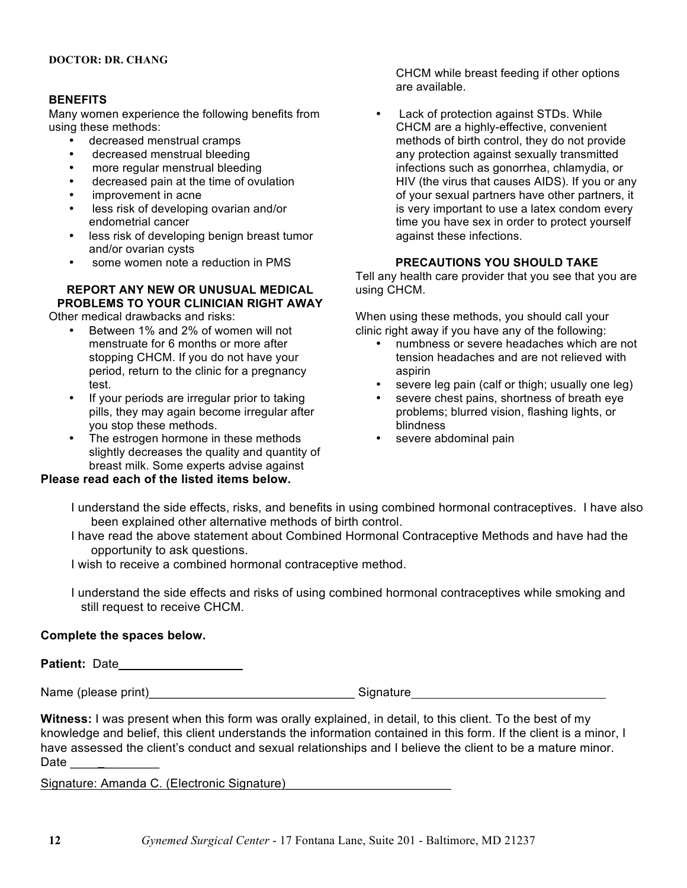**DOCTOR: DR. CHANG**

**BENEFITS**

Many women experience the following benefits from using these methods:

- decreased menstrual cramps
- decreased menstrual bleeding
- more regular menstrual bleeding
- decreased pain at the time of ovulation
- improvement in acne
- less risk of developing ovarian and/or endometrial cancer
- less risk of developing benign breast tumor and/or ovarian cysts
- some women note a reduction in PMS

**REPORT ANY NEW OR UNUSUAL MEDICAL PROBLEMS TO YOUR CLINICIAN RIGHT AWAY**

Other medical drawbacks and risks:

- Between 1% and 2% of women will not menstruate for 6 months or more after stopping CHCM. If you do not have your period, return to the clinic for a pregnancy test.
- If your periods are irregular prior to taking pills, they may again become irregular after you stop these methods.
- The estrogen hormone in these methods slightly decreases the quality and quantity of breast milk. Some experts advise against CHCM while breast feeding if other options are available.
- Lack of protection against STDs. While CHCM are a highly-effective, convenient methods of birth control, they do not provide any protection against sexually transmitted infections such as gonorrhea, chlamydia, or HIV (the virus that causes AIDS). If you or any of your sexual partners have other partners, it is very important to use a latex condom every time you have sex in order to protect yourself against these infections.

**PRECAUTIONS YOU SHOULD TAKE**

Tell any health care provider that you see that you are using CHCM.

When using these methods, you should call your clinic right away if you have any of the following:

- numbness or severe headaches which are not tension headaches and are not relieved with aspirin
- severe leg pain (calf or thigh; usually one leg)
- severe chest pains, shortness of breath eye problems; blurred vision, flashing lights, or blindness
- severe abdominal pain

**Please read each of the listed items below.**

I understand the side effects, risks, and benefits in using combined hormonal contraceptives. I have also been explained other alternative methods of birth control.

I have read the above statement about Combined Hormonal Contraceptive Methods and have had the opportunity to ask questions.

I wish to receive a combined hormonal contraceptive method.

I understand the side effects and risks of using combined hormonal contraceptives while smoking and still request to receive CHCM.

**Complete the spaces below.**

**Patient:** Date__________________

Name (please print)______________________________ Signature_____________________________

**Witness:** I was present when this form was orally explained, in detail, to this client. To the best of my knowledge and belief, this client understands the information contained in this form. If the client is a minor, I have assessed the client's conduct and sexual relationships and I believe the client to be a mature minor.

Date ____________

Signature: Amanda C. (Electronic Signature)_______________________

*Gynemed Surgical Center* - 17 Fontana Lane, Suite 201 - Baltimore, MD 21237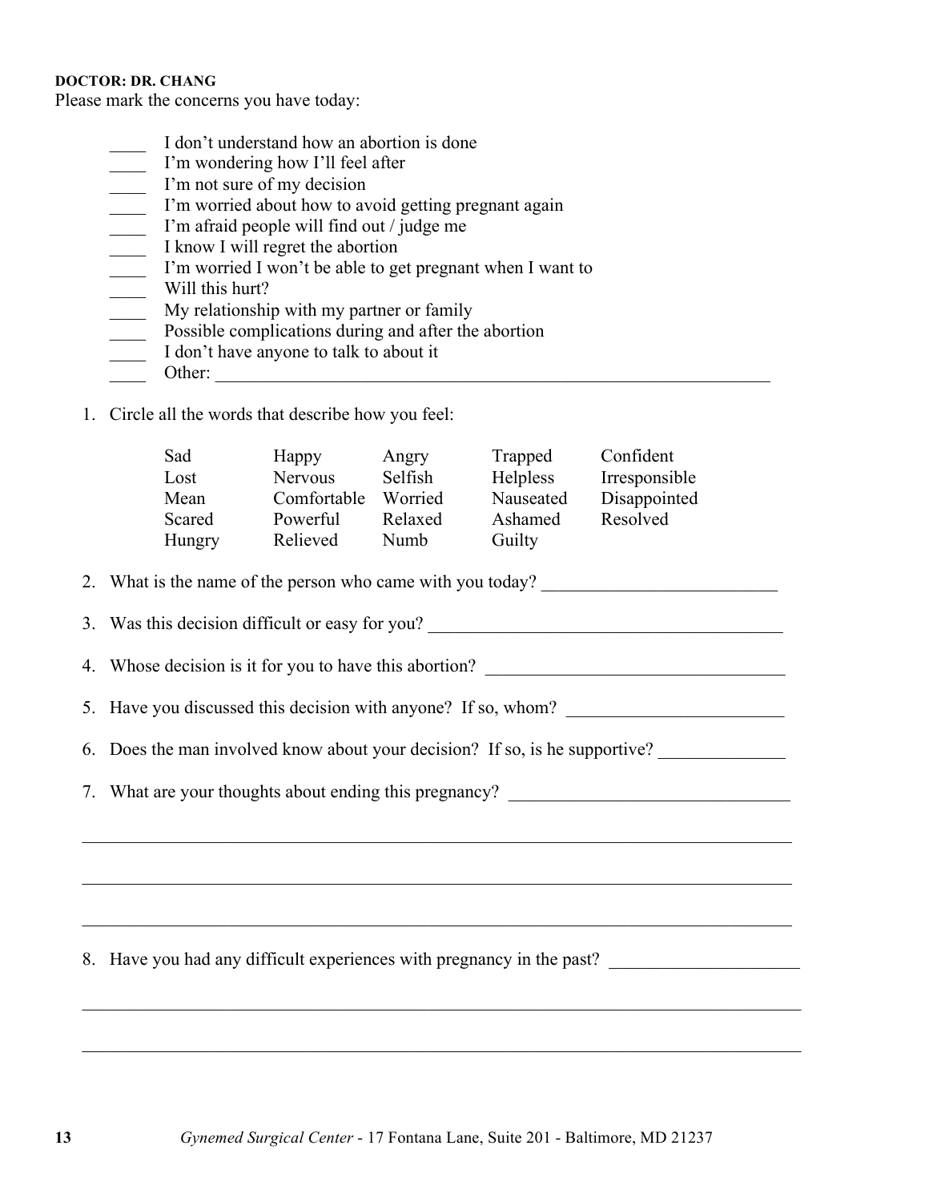**DOCTOR: DR. CHANG**

Please mark the concerns you have today:

- ____ I don't understand how an abortion is done
- ____ I'm wondering how I'll feel after
- ____ I'm not sure of my decision
- ____ I'm worried about how to avoid getting pregnant again
- ____ I'm afraid people will find out / judge me
- ____ I know I will regret the abortion
- ____ I'm worried I won't be able to get pregnant when I want to
- ____ Will this hurt?
- ____ My relationship with my partner or family
- ____ Possible complications during and after the abortion
- ____ I don't have anyone to talk to about it
- ____ Other: ________________________________________________________________

1. Circle all the words that describe how you feel:

| | | | | |
|---|---|---|---|---|
| Sad | Happy | Angry | Trapped | Confident |
| Lost | Nervous | Selfish | Helpless | Irresponsible |
| Mean | Comfortable | Worried | Nauseated | Disappointed |
| Scared | Powerful | Relaxed | Ashamed | Resolved |
| Hungry | Relieved | Numb | Guilty | |

2. What is the name of the person who came with you today? __________________________

3. Was this decision difficult or easy for you? ________________________________________

4. Whose decision is it for you to have this abortion? _________________________________

5. Have you discussed this decision with anyone? If so, whom? ________________________

6. Does the man involved know about your decision? If so, is he supportive? ______________

7. What are your thoughts about ending this pregnancy? _______________________________

________________________________________________________________________________

________________________________________________________________________________

________________________________________________________________________________

8. Have you had any difficult experiences with pregnancy in the past? _____________________

________________________________________________________________________________

________________________________________________________________________________

*Gynemed Surgical Center* - 17 Fontana Lane, Suite 201 - Baltimore, MD 21237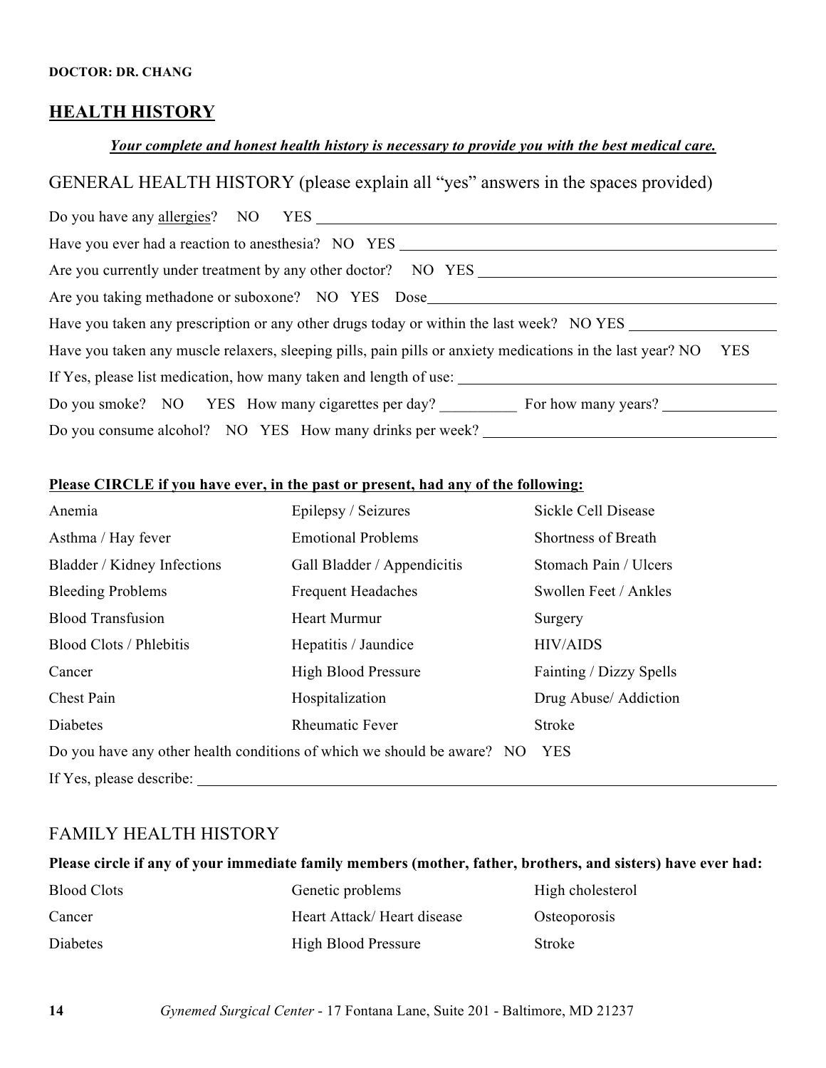**DOCTOR: DR. CHANG**

## HEALTH HISTORY

***Your complete and honest health history is necessary to provide you with the best medical care.***

GENERAL HEALTH HISTORY (please explain all "yes" answers in the spaces provided)

Do you have any allergies? NO YES ______________________________

Have you ever had a reaction to anesthesia? NO YES ______________________________

Are you currently under treatment by any other doctor? NO YES ______________________________

Are you taking methadone or suboxone? NO YES Dose______________________________

Have you taken any prescription or any other drugs today or within the last week? NO YES ______________

Have you taken any muscle relaxers, sleeping pills, pain pills or anxiety medications in the last year? NO YES

If Yes, please list medication, how many taken and length of use: ______________________________

Do you smoke? NO YES How many cigarettes per day? __________ For how many years? ______________

Do you consume alcohol? NO YES How many drinks per week? ______________________________

**Please CIRCLE if you have ever, in the past or present, had any of the following:**

| | | |
|---|---|---|
| Anemia | Epilepsy / Seizures | Sickle Cell Disease |
| Asthma / Hay fever | Emotional Problems | Shortness of Breath |
| Bladder / Kidney Infections | Gall Bladder / Appendicitis | Stomach Pain / Ulcers |
| Bleeding Problems | Frequent Headaches | Swollen Feet / Ankles |
| Blood Transfusion | Heart Murmur | Surgery |
| Blood Clots / Phlebitis | Hepatitis / Jaundice | HIV/AIDS |
| Cancer | High Blood Pressure | Fainting / Dizzy Spells |
| Chest Pain | Hospitalization | Drug Abuse/ Addiction |
| Diabetes | Rheumatic Fever | Stroke |

Do you have any other health conditions of which we should be aware? NO YES

If Yes, please describe: ______________________________

FAMILY HEALTH HISTORY

**Please circle if any of your immediate family members (mother, father, brothers, and sisters) have ever had:**

| | | |
|---|---|---|
| Blood Clots | Genetic problems | High cholesterol |
| Cancer | Heart Attack/ Heart disease | Osteoporosis |
| Diabetes | High Blood Pressure | Stroke |

*Gynemed Surgical Center* - 17 Fontana Lane, Suite 201 - Baltimore, MD 21237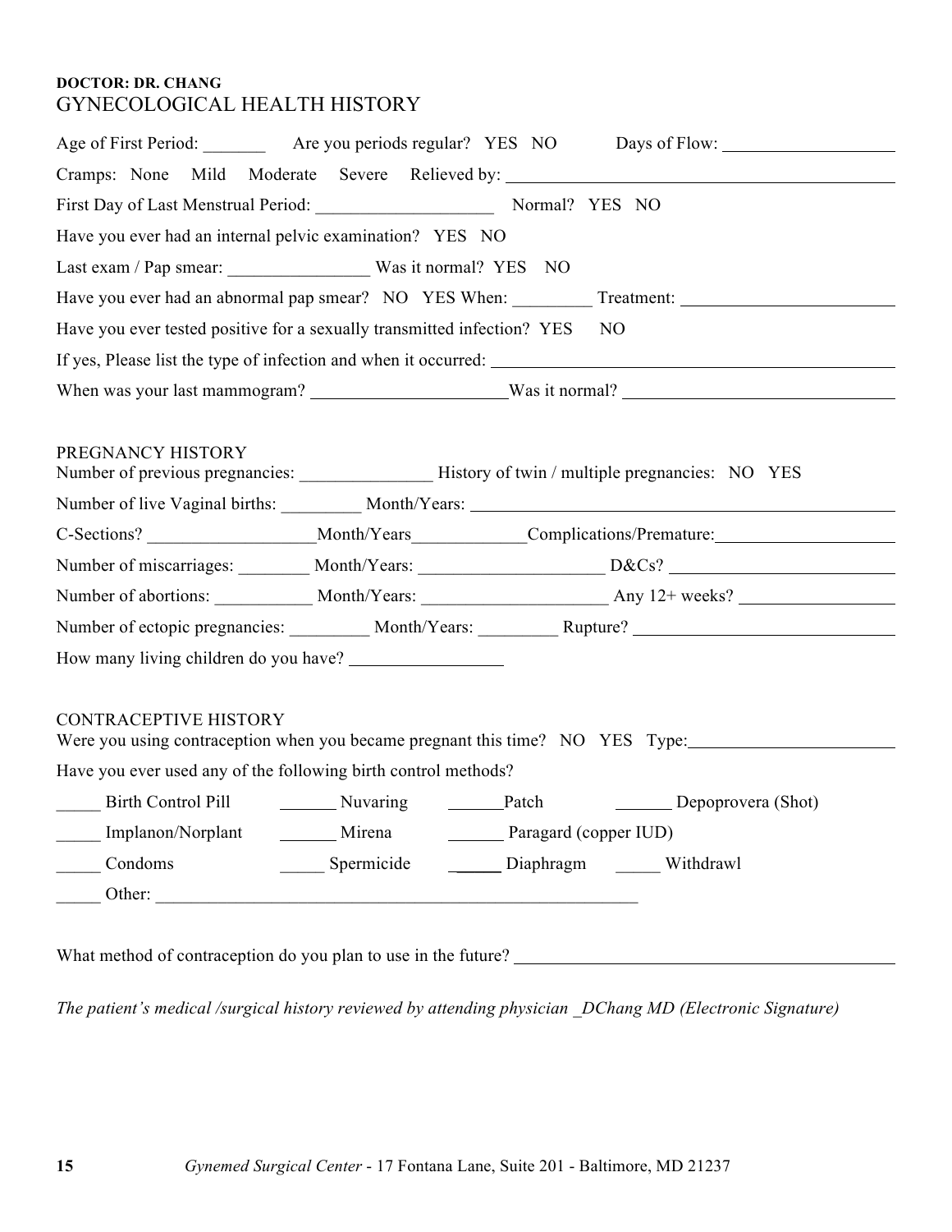**DOCTOR: DR. CHANG**

# GYNECOLOGICAL HEALTH HISTORY

Age of First Period: _______ Are you periods regular? YES NO Days of Flow: ____________________

Cramps: None Mild Moderate Severe Relieved by: ____________________________________________

First Day of Last Menstrual Period: ____________________ Normal? YES NO

Have you ever had an internal pelvic examination? YES NO

Last exam / Pap smear: ________________ Was it normal? YES NO

Have you ever had an abnormal pap smear? NO YES When: _________ Treatment: _________________________

Have you ever tested positive for a sexually transmitted infection? YES NO

If yes, Please list the type of infection and when it occurred: _____________________________________________

When was your last mammogram? ______________________ Was it normal? _______________________________

## PREGNANCY HISTORY

Number of previous pregnancies: _______________ History of twin / multiple pregnancies: NO YES

Number of live Vaginal births: _________ Month/Years: _______________________________________________

C-Sections? __________________ Month/Years _____________ Complications/Premature: ____________________

Number of miscarriages: ________ Month/Years: _____________________ D&Cs? __________________________

Number of abortions: ___________ Month/Years: _____________________ Any 12+ weeks? __________________

Number of ectopic pregnancies: _________ Month/Years: _________ Rupture? _______________________________

How many living children do you have? _________________

## CONTRACEPTIVE HISTORY

Were you using contraception when you became pregnant this time? NO YES Type: ________________________

Have you ever used any of the following birth control methods?

_____ Birth Control Pill _______ Nuvaring _______ Patch _______ Depoprovera (Shot)

_____ Implanon/Norplant _______ Mirena _______ Paragard (copper IUD)

_____ Condoms _____ Spermicide _____ Diaphragm _____ Withdrawl

_____ Other: _________________________________________________________

What method of contraception do you plan to use in the future? _____________________________________________

*The patient's medical /surgical history reviewed by attending physician _DChang MD (Electronic Signature)*

*Gynemed Surgical Center* - 17 Fontana Lane, Suite 201 - Baltimore, MD 21237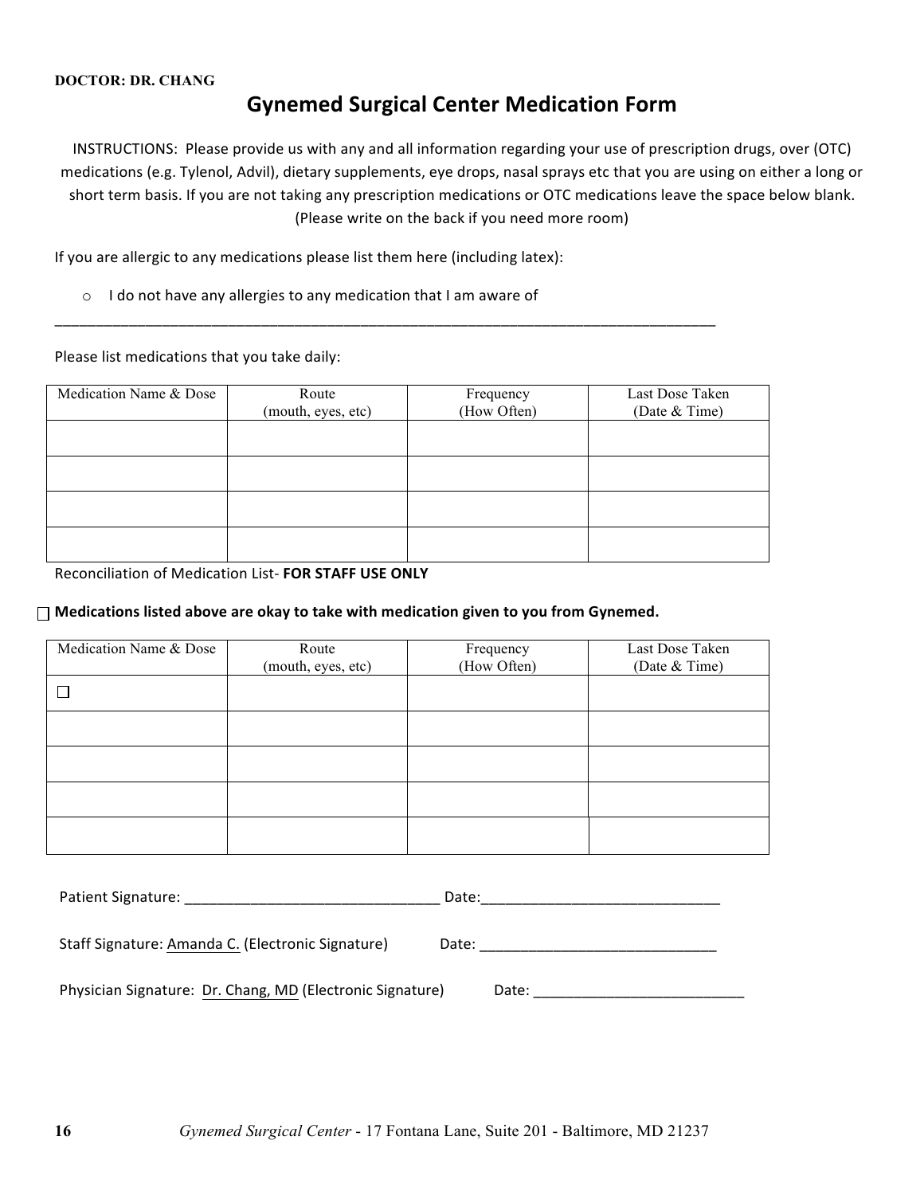**DOCTOR: DR. CHANG**

# Gynemed Surgical Center Medication Form

INSTRUCTIONS: Please provide us with any and all information regarding your use of prescription drugs, over (OTC) medications (e.g. Tylenol, Advil), dietary supplements, eye drops, nasal sprays etc that you are using on either a long or short term basis. If you are not taking any prescription medications or OTC medications leave the space below blank. (Please write on the back if you need more room)

If you are allergic to any medications please list them here (including latex):

- ○ I do not have any allergies to any medication that I am aware of

___________________________________________________________________________________

Please list medications that you take daily:

| Medication Name & Dose | Route (mouth, eyes, etc) | Frequency (How Often) | Last Dose Taken (Date & Time) |
|---|---|---|---|
| | | | |
| | | | |
| | | | |
| | | | |

Reconciliation of Medication List- **FOR STAFF USE ONLY**

☐ **Medications listed above are okay to take with medication given to you from Gynemed.**

| Medication Name & Dose | Route (mouth, eyes, etc) | Frequency (How Often) | Last Dose Taken (Date & Time) |
|---|---|---|---|
| ☐ | | | |
| | | | |
| | | | |
| | | | |
| | | | |

Patient Signature: _______________________________ Date:_____________________________

Staff Signature: Amanda C. (Electronic Signature) Date: _____________________________

Physician Signature: Dr. Chang, MD (Electronic Signature) Date: __________________________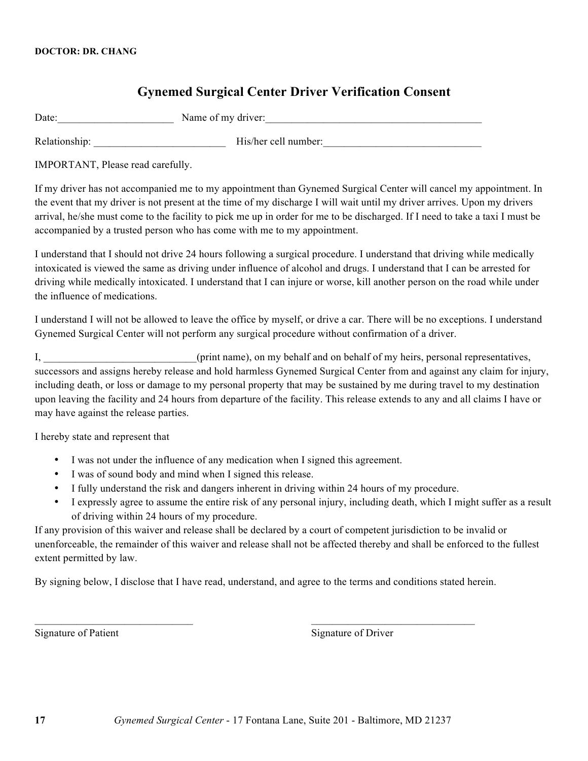**DOCTOR: DR. CHANG**

# Gynemed Surgical Center Driver Verification Consent

Date:______________________ Name of my driver:___________________________________________

Relationship: __________________________ His/her cell number:_______________________________

IMPORTANT, Please read carefully.

If my driver has not accompanied me to my appointment than Gynemed Surgical Center will cancel my appointment. In the event that my driver is not present at the time of my discharge I will wait until my driver arrives. Upon my drivers arrival, he/she must come to the facility to pick me up in order for me to be discharged. If I need to take a taxi I must be accompanied by a trusted person who has come with me to my appointment.

I understand that I should not drive 24 hours following a surgical procedure. I understand that driving while medically intoxicated is viewed the same as driving under influence of alcohol and drugs. I understand that I can be arrested for driving while medically intoxicated. I understand that I can injure or worse, kill another person on the road while under the influence of medications.

I understand I will not be allowed to leave the office by myself, or drive a car. There will be no exceptions. I understand Gynemed Surgical Center will not perform any surgical procedure without confirmation of a driver.

I, ______________________________(print name), on my behalf and on behalf of my heirs, personal representatives, successors and assigns hereby release and hold harmless Gynemed Surgical Center from and against any claim for injury, including death, or loss or damage to my personal property that may be sustained by me during travel to my destination upon leaving the facility and 24 hours from departure of the facility. This release extends to any and all claims I have or may have against the release parties.

I hereby state and represent that

- I was not under the influence of any medication when I signed this agreement.
- I was of sound body and mind when I signed this release.
- I fully understand the risk and dangers inherent in driving within 24 hours of my procedure.
- I expressly agree to assume the entire risk of any personal injury, including death, which I might suffer as a result of driving within 24 hours of my procedure.

If any provision of this waiver and release shall be declared by a court of competent jurisdiction to be invalid or unenforceable, the remainder of this waiver and release shall not be affected thereby and shall be enforced to the fullest extent permitted by law.

By signing below, I disclose that I have read, understand, and agree to the terms and conditions stated herein.

_______________________________ _________________________________

Signature of Patient Signature of Driver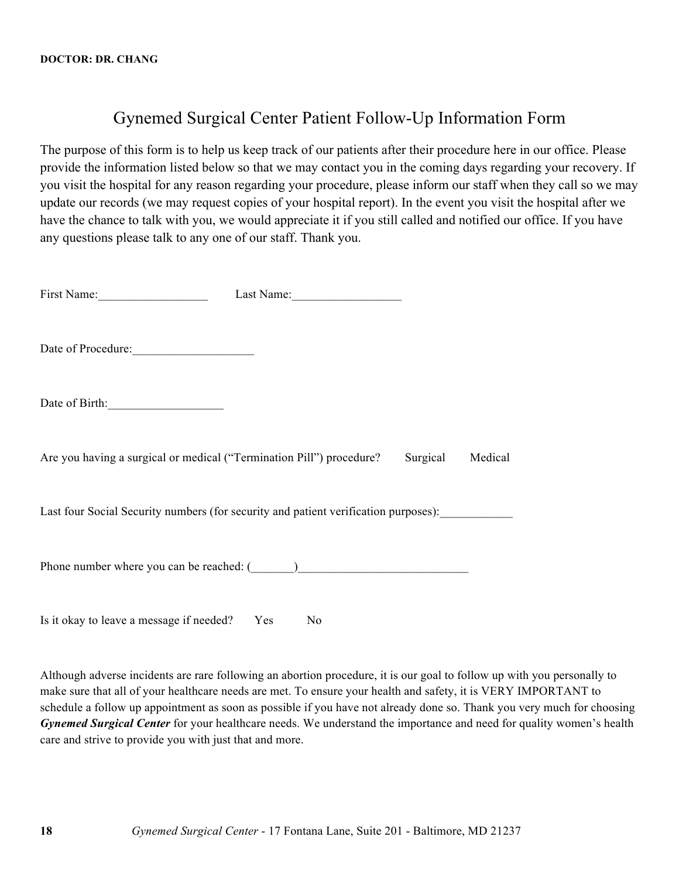**DOCTOR: DR. CHANG**

# Gynemed Surgical Center Patient Follow-Up Information Form

The purpose of this form is to help us keep track of our patients after their procedure here in our office. Please provide the information listed below so that we may contact you in the coming days regarding your recovery. If you visit the hospital for any reason regarding your procedure, please inform our staff when they call so we may update our records (we may request copies of your hospital report). In the event you visit the hospital after we have the chance to talk with you, we would appreciate it if you still called and notified our office. If you have any questions please talk to any one of our staff. Thank you.

First Name:__________________ Last Name:__________________

Date of Procedure:____________________

Date of Birth:___________________

Are you having a surgical or medical ("Termination Pill") procedure? Surgical Medical

Last four Social Security numbers (for security and patient verification purposes):____________

Phone number where you can be reached: (_______)____________________________

Is it okay to leave a message if needed? Yes No

Although adverse incidents are rare following an abortion procedure, it is our goal to follow up with you personally to make sure that all of your healthcare needs are met. To ensure your health and safety, it is VERY IMPORTANT to schedule a follow up appointment as soon as possible if you have not already done so. Thank you very much for choosing ***Gynemed Surgical Center*** for your healthcare needs. We understand the importance and need for quality women's health care and strive to provide you with just that and more.

*Gynemed Surgical Center* - 17 Fontana Lane, Suite 201 - Baltimore, MD 21237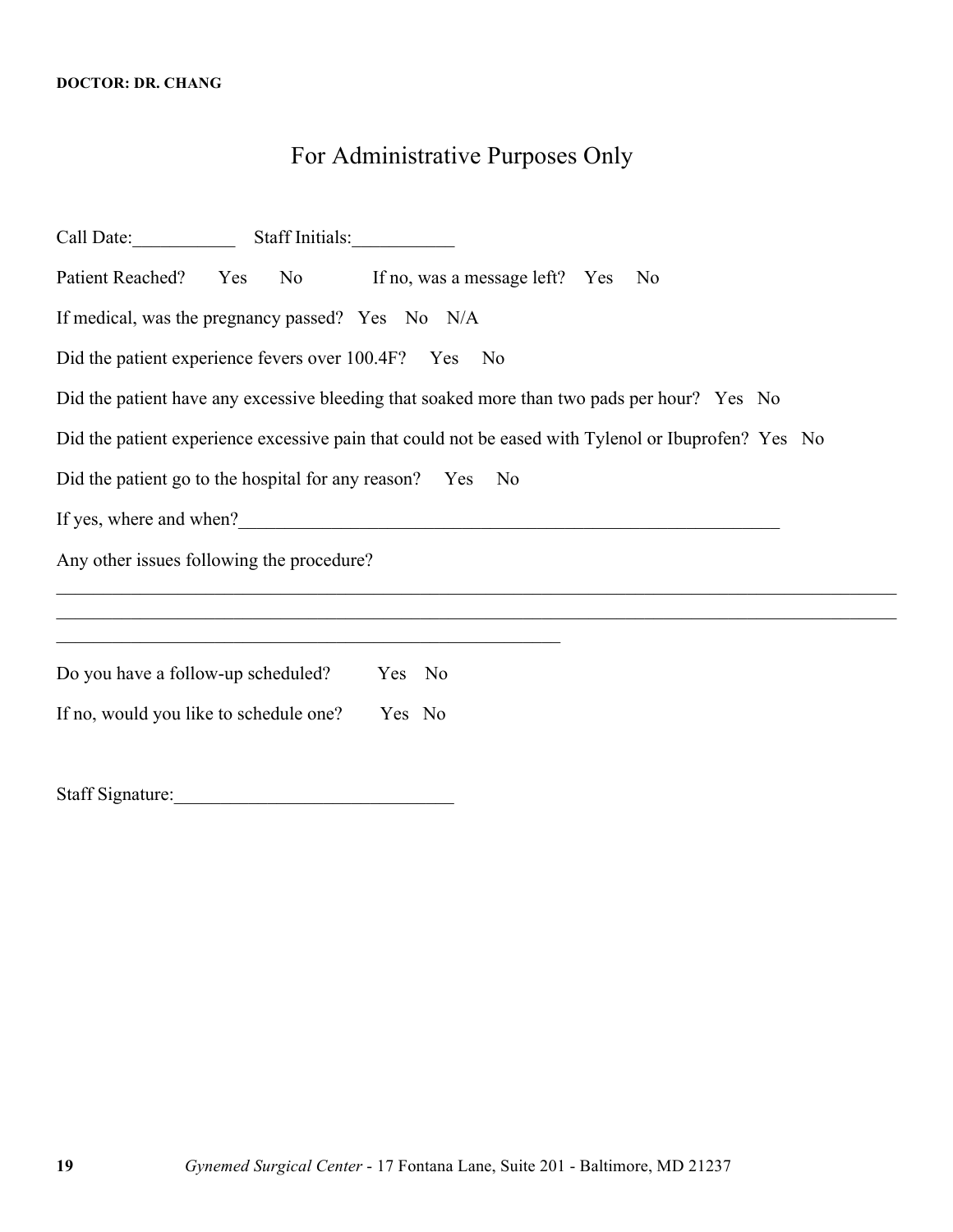**DOCTOR: DR. CHANG**

# For Administrative Purposes Only

Call Date:___________ Staff Initials:___________

Patient Reached? Yes No If no, was a message left? Yes No

If medical, was the pregnancy passed? Yes No N/A

Did the patient experience fevers over 100.4F? Yes No

Did the patient have any excessive bleeding that soaked more than two pads per hour? Yes No

Did the patient experience excessive pain that could not be eased with Tylenol or Ibuprofen? Yes No

Did the patient go to the hospital for any reason? Yes No

If yes, where and when?_____________________________________________________________

Any other issues following the procedure?

_____________________________________________________________________________________________

_____________________________________________________________________________________________

_________________________________________________________

Do you have a follow-up scheduled? Yes No

If no, would you like to schedule one? Yes No

Staff Signature:______________________________

*Gynemed Surgical Center* - 17 Fontana Lane, Suite 201 - Baltimore, MD 21237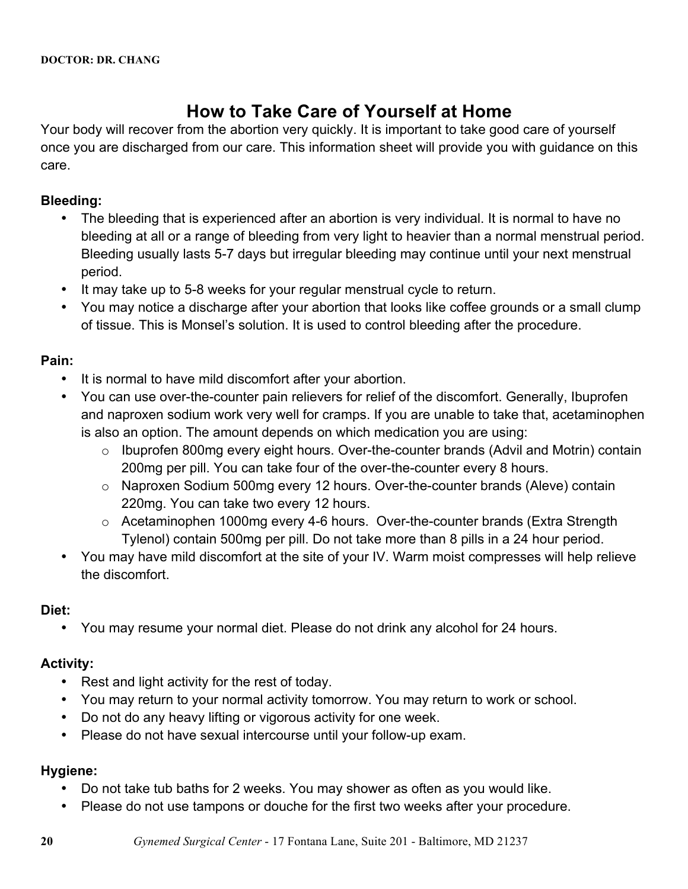DOCTOR: DR. CHANG

# How to Take Care of Yourself at Home

Your body will recover from the abortion very quickly. It is important to take good care of yourself once you are discharged from our care. This information sheet will provide you with guidance on this care.

**Bleeding:**

- The bleeding that is experienced after an abortion is very individual. It is normal to have no bleeding at all or a range of bleeding from very light to heavier than a normal menstrual period. Bleeding usually lasts 5-7 days but irregular bleeding may continue until your next menstrual period.
- It may take up to 5-8 weeks for your regular menstrual cycle to return.
- You may notice a discharge after your abortion that looks like coffee grounds or a small clump of tissue. This is Monsel's solution. It is used to control bleeding after the procedure.

**Pain:**

- It is normal to have mild discomfort after your abortion.
- You can use over-the-counter pain relievers for relief of the discomfort. Generally, Ibuprofen and naproxen sodium work very well for cramps. If you are unable to take that, acetaminophen is also an option. The amount depends on which medication you are using:
  - Ibuprofen 800mg every eight hours. Over-the-counter brands (Advil and Motrin) contain 200mg per pill. You can take four of the over-the-counter every 8 hours.
  - Naproxen Sodium 500mg every 12 hours. Over-the-counter brands (Aleve) contain 220mg. You can take two every 12 hours.
  - Acetaminophen 1000mg every 4-6 hours. Over-the-counter brands (Extra Strength Tylenol) contain 500mg per pill. Do not take more than 8 pills in a 24 hour period.
- You may have mild discomfort at the site of your IV. Warm moist compresses will help relieve the discomfort.

**Diet:**

- You may resume your normal diet. Please do not drink any alcohol for 24 hours.

**Activity:**

- Rest and light activity for the rest of today.
- You may return to your normal activity tomorrow. You may return to work or school.
- Do not do any heavy lifting or vigorous activity for one week.
- Please do not have sexual intercourse until your follow-up exam.

**Hygiene:**

- Do not take tub baths for 2 weeks. You may shower as often as you would like.
- Please do not use tampons or douche for the first two weeks after your procedure.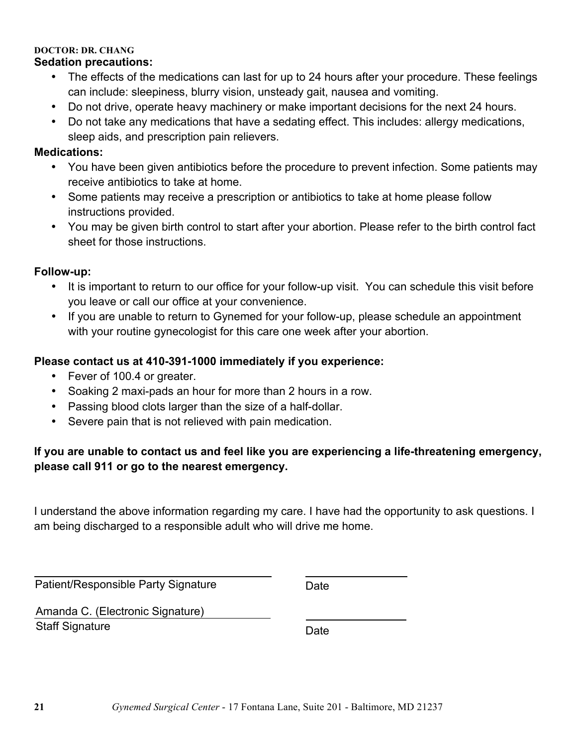**DOCTOR: DR. CHANG**

**Sedation precautions:**

- The effects of the medications can last for up to 24 hours after your procedure. These feelings can include: sleepiness, blurry vision, unsteady gait, nausea and vomiting.
- Do not drive, operate heavy machinery or make important decisions for the next 24 hours.
- Do not take any medications that have a sedating effect. This includes: allergy medications, sleep aids, and prescription pain relievers.

**Medications:**

- You have been given antibiotics before the procedure to prevent infection. Some patients may receive antibiotics to take at home.
- Some patients may receive a prescription or antibiotics to take at home please follow instructions provided.
- You may be given birth control to start after your abortion. Please refer to the birth control fact sheet for those instructions.

**Follow-up:**

- It is important to return to our office for your follow-up visit. You can schedule this visit before you leave or call our office at your convenience.
- If you are unable to return to Gynemed for your follow-up, please schedule an appointment with your routine gynecologist for this care one week after your abortion.

**Please contact us at 410-391-1000 immediately if you experience:**

- Fever of 100.4 or greater.
- Soaking 2 maxi-pads an hour for more than 2 hours in a row.
- Passing blood clots larger than the size of a half-dollar.
- Severe pain that is not relieved with pain medication.

**If you are unable to contact us and feel like you are experiencing a life-threatening emergency, please call 911 or go to the nearest emergency.**

I understand the above information regarding my care. I have had the opportunity to ask questions. I am being discharged to a responsible adult who will drive me home.

\_\_\_\_\_\_\_\_\_\_\_\_\_\_\_\_\_\_\_\_\_\_\_\_\_\_\_\_\_\_\_\_ \_\_\_\_\_\_\_\_\_\_\_\_\_\_\_\_
Patient/Responsible Party Signature Date

Amanda C. (Electronic Signature) \_\_\_\_\_\_\_\_\_\_\_\_\_\_\_\_
Staff Signature Date

*Gynemed Surgical Center* - 17 Fontana Lane, Suite 201 - Baltimore, MD 21237